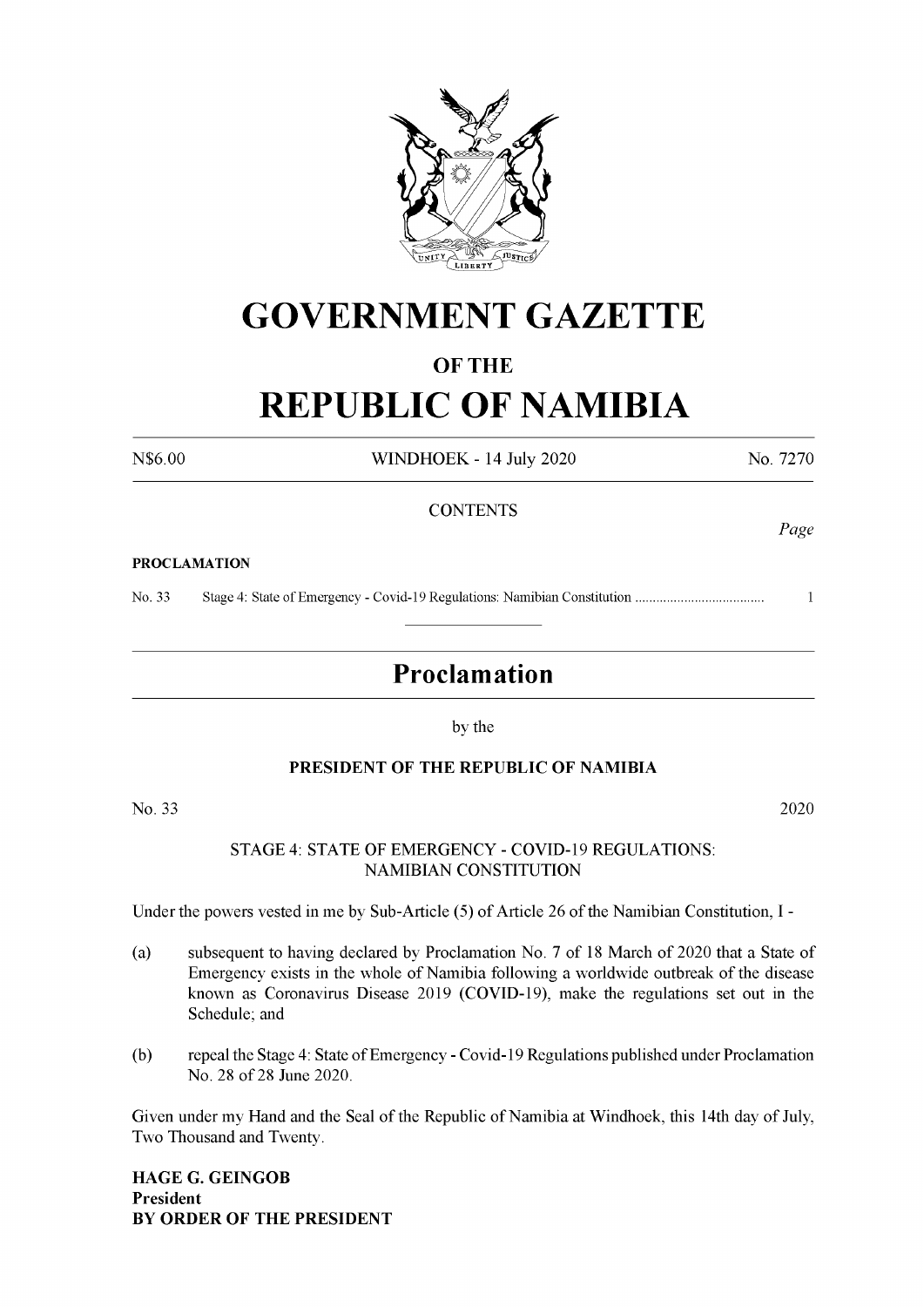# GOVERNMENT GAZETTE

## OF THE

# REPUBLIC OF NAMIBIA

N$6.00 WINDHOEK - 14 July 2020 No. 7270

CONTENTS

*Page*

**PROCLAMATION**

No. 33 Stage 4: State of Emergency - Covid-19 Regulations: Namibian Constitution .................................... 1

---

## Proclamation

by the

**PRESIDENT OF THE REPUBLIC OF NAMIBIA**

No. 33 2020

STAGE 4: STATE OF EMERGENCY - COVID-19 REGULATIONS: NAMIBIAN CONSTITUTION

Under the powers vested in me by Sub-Article (5) of Article 26 of the Namibian Constitution, I -

(a) subsequent to having declared by Proclamation No. 7 of 18 March of 2020 that a State of Emergency exists in the whole of Namibia following a worldwide outbreak of the disease known as Coronavirus Disease 2019 (COVID-19), make the regulations set out in the Schedule; and

(b) repeal the Stage 4: State of Emergency - Covid-19 Regulations published under Proclamation No. 28 of 28 June 2020.

Given under my Hand and the Seal of the Republic of Namibia at Windhoek, this 14th day of July, Two Thousand and Twenty.

**HAGE G. GEINGOB**
**President**
**BY ORDER OF THE PRESIDENT**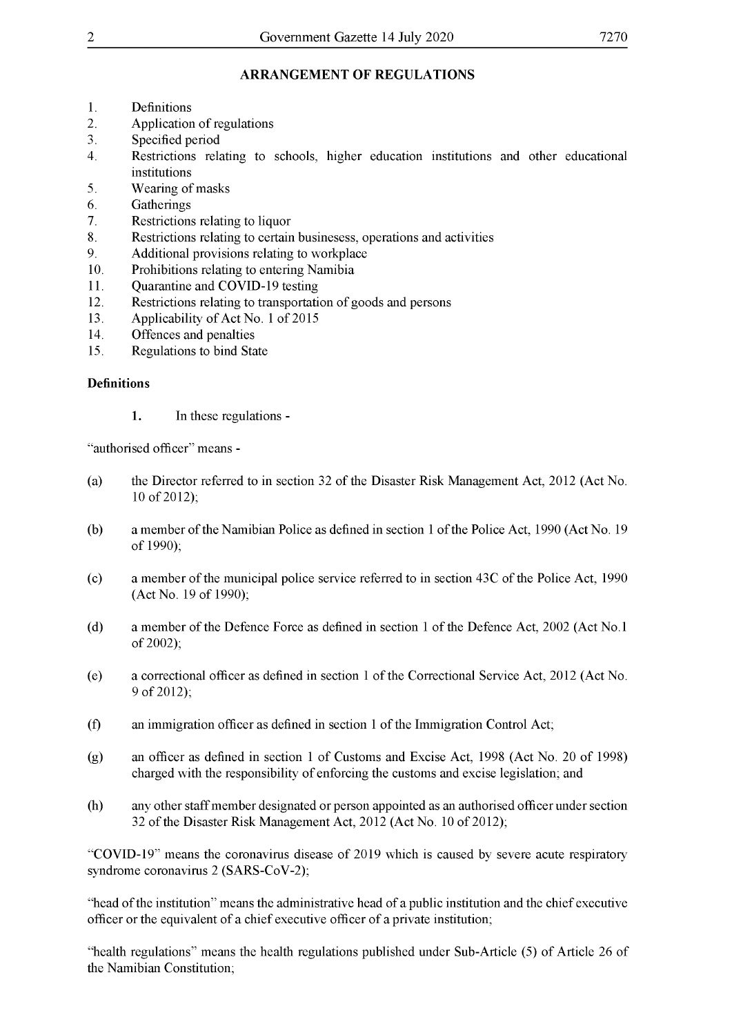## ARRANGEMENT OF REGULATIONS

1. Definitions
2. Application of regulations
3. Specified period
4. Restrictions relating to schools, higher education institutions and other educational institutions
5. Wearing of masks
6. Gatherings
7. Restrictions relating to liquor
8. Restrictions relating to certain businesess, operations and activities
9. Additional provisions relating to workplace
10. Prohibitions relating to entering Namibia
11. Quarantine and COVID-19 testing
12. Restrictions relating to transportation of goods and persons
13. Applicability of Act No. 1 of 2015
14. Offences and penalties
15. Regulations to bind State

### Definitions

**1.** In these regulations -

"authorised officer" means -

(a) the Director referred to in section 32 of the Disaster Risk Management Act, 2012 (Act No. 10 of 2012);

(b) a member of the Namibian Police as defined in section 1 of the Police Act, 1990 (Act No. 19 of 1990);

(c) a member of the municipal police service referred to in section 43C of the Police Act, 1990 (Act No. 19 of 1990);

(d) a member of the Defence Force as defined in section 1 of the Defence Act, 2002 (Act No.1 of 2002);

(e) a correctional officer as defined in section 1 of the Correctional Service Act, 2012 (Act No. 9 of 2012);

(f) an immigration officer as defined in section 1 of the Immigration Control Act;

(g) an officer as defined in section 1 of Customs and Excise Act, 1998 (Act No. 20 of 1998) charged with the responsibility of enforcing the customs and excise legislation; and

(h) any other staff member designated or person appointed as an authorised officer under section 32 of the Disaster Risk Management Act, 2012 (Act No. 10 of 2012);

"COVID-19" means the coronavirus disease of 2019 which is caused by severe acute respiratory syndrome coronavirus 2 (SARS-CoV-2);

"head of the institution" means the administrative head of a public institution and the chief executive officer or the equivalent of a chief executive officer of a private institution;

"health regulations" means the health regulations published under Sub-Article (5) of Article 26 of the Namibian Constitution;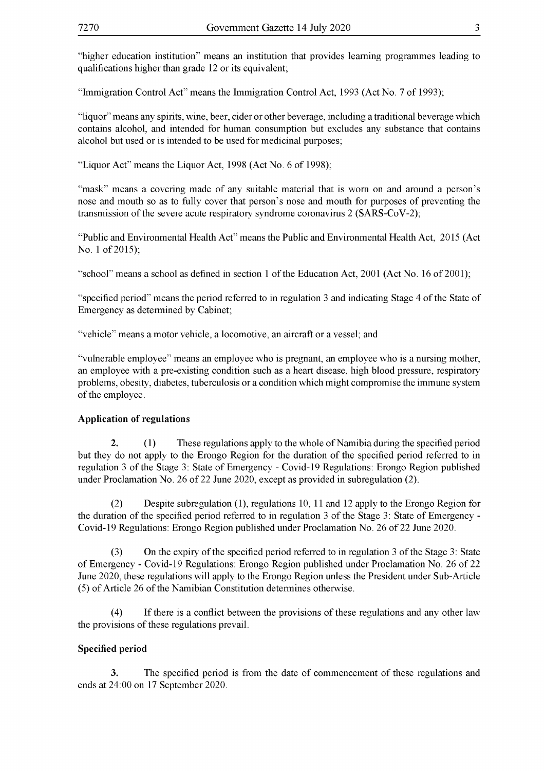"higher education institution" means an institution that provides learning programmes leading to qualifications higher than grade 12 or its equivalent;

"Immigration Control Act" means the Immigration Control Act, 1993 (Act No. 7 of 1993);

"liquor" means any spirits, wine, beer, cider or other beverage, including a traditional beverage which contains alcohol, and intended for human consumption but excludes any substance that contains alcohol but used or is intended to be used for medicinal purposes;

"Liquor Act" means the Liquor Act, 1998 (Act No. 6 of 1998);

"mask" means a covering made of any suitable material that is worn on and around a person's nose and mouth so as to fully cover that person's nose and mouth for purposes of preventing the transmission of the severe acute respiratory syndrome coronavirus 2 (SARS-CoV-2);

"Public and Environmental Health Act" means the Public and Environmental Health Act, 2015 (Act No. 1 of 2015);

"school" means a school as defined in section 1 of the Education Act, 2001 (Act No. 16 of 2001);

"specified period" means the period referred to in regulation 3 and indicating Stage 4 of the State of Emergency as determined by Cabinet;

"vehicle" means a motor vehicle, a locomotive, an aircraft or a vessel; and

"vulnerable employee" means an employee who is pregnant, an employee who is a nursing mother, an employee with a pre-existing condition such as a heart disease, high blood pressure, respiratory problems, obesity, diabetes, tuberculosis or a condition which might compromise the immune system of the employee.

**Application of regulations**

**2.** (1) These regulations apply to the whole of Namibia during the specified period but they do not apply to the Erongo Region for the duration of the specified period referred to in regulation 3 of the Stage 3: State of Emergency - Covid-19 Regulations: Erongo Region published under Proclamation No. 26 of 22 June 2020, except as provided in subregulation (2).

(2) Despite subregulation (1), regulations 10, 11 and 12 apply to the Erongo Region for the duration of the specified period referred to in regulation 3 of the Stage 3: State of Emergency - Covid-19 Regulations: Erongo Region published under Proclamation No. 26 of 22 June 2020.

(3) On the expiry of the specified period referred to in regulation 3 of the Stage 3: State of Emergency - Covid-19 Regulations: Erongo Region published under Proclamation No. 26 of 22 June 2020, these regulations will apply to the Erongo Region unless the President under Sub-Article (5) of Article 26 of the Namibian Constitution determines otherwise.

(4) If there is a conflict between the provisions of these regulations and any other law the provisions of these regulations prevail.

**Specified period**

**3.** The specified period is from the date of commencement of these regulations and ends at 24:00 on 17 September 2020.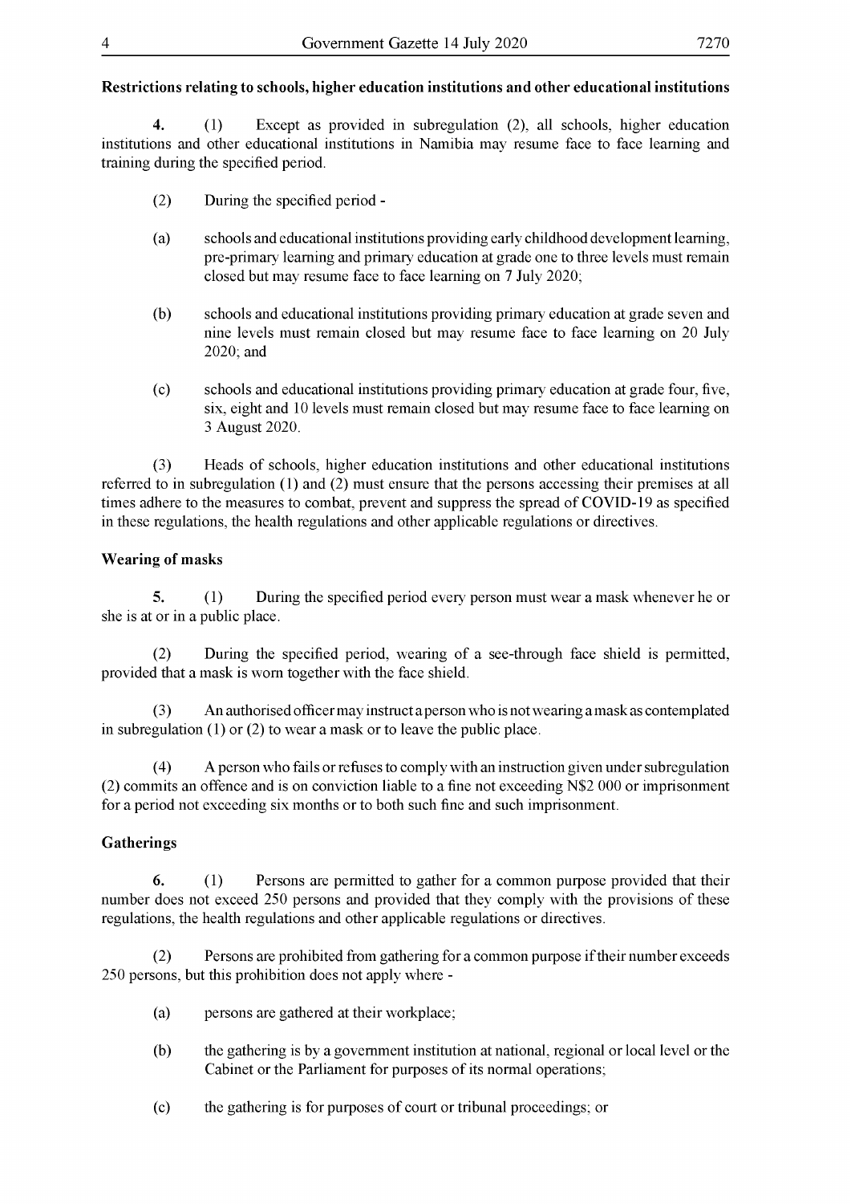**Restrictions relating to schools, higher education institutions and other educational institutions**

**4.** (1) Except as provided in subregulation (2), all schools, higher education institutions and other educational institutions in Namibia may resume face to face learning and training during the specified period.

(2) During the specified period -

(a) schools and educational institutions providing early childhood development learning, pre-primary learning and primary education at grade one to three levels must remain closed but may resume face to face learning on 7 July 2020;

(b) schools and educational institutions providing primary education at grade seven and nine levels must remain closed but may resume face to face learning on 20 July 2020; and

(c) schools and educational institutions providing primary education at grade four, five, six, eight and 10 levels must remain closed but may resume face to face learning on 3 August 2020.

(3) Heads of schools, higher education institutions and other educational institutions referred to in subregulation (1) and (2) must ensure that the persons accessing their premises at all times adhere to the measures to combat, prevent and suppress the spread of COVID-19 as specified in these regulations, the health regulations and other applicable regulations or directives.

**Wearing of masks**

**5.** (1) During the specified period every person must wear a mask whenever he or she is at or in a public place.

(2) During the specified period, wearing of a see-through face shield is permitted, provided that a mask is worn together with the face shield.

(3) An authorised officer may instruct a person who is not wearing a mask as contemplated in subregulation (1) or (2) to wear a mask or to leave the public place.

(4) A person who fails or refuses to comply with an instruction given under subregulation (2) commits an offence and is on conviction liable to a fine not exceeding N$2 000 or imprisonment for a period not exceeding six months or to both such fine and such imprisonment.

**Gatherings**

**6.** (1) Persons are permitted to gather for a common purpose provided that their number does not exceed 250 persons and provided that they comply with the provisions of these regulations, the health regulations and other applicable regulations or directives.

(2) Persons are prohibited from gathering for a common purpose if their number exceeds 250 persons, but this prohibition does not apply where -

(a) persons are gathered at their workplace;

(b) the gathering is by a government institution at national, regional or local level or the Cabinet or the Parliament for purposes of its normal operations;

(c) the gathering is for purposes of court or tribunal proceedings; or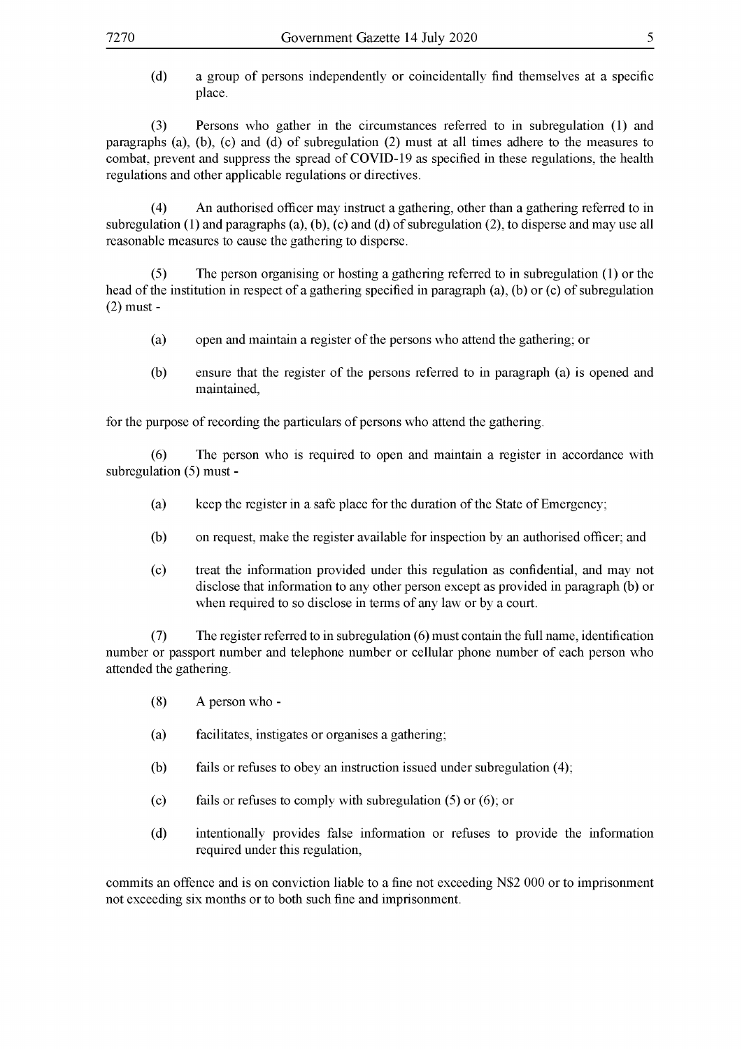(d) a group of persons independently or coincidentally find themselves at a specific place.

(3) Persons who gather in the circumstances referred to in subregulation (1) and paragraphs (a), (b), (c) and (d) of subregulation (2) must at all times adhere to the measures to combat, prevent and suppress the spread of COVID-19 as specified in these regulations, the health regulations and other applicable regulations or directives.

(4) An authorised officer may instruct a gathering, other than a gathering referred to in subregulation (1) and paragraphs (a), (b), (c) and (d) of subregulation (2), to disperse and may use all reasonable measures to cause the gathering to disperse.

(5) The person organising or hosting a gathering referred to in subregulation (1) or the head of the institution in respect of a gathering specified in paragraph (a), (b) or (c) of subregulation (2) must -

(a) open and maintain a register of the persons who attend the gathering; or

(b) ensure that the register of the persons referred to in paragraph (a) is opened and maintained,

for the purpose of recording the particulars of persons who attend the gathering.

(6) The person who is required to open and maintain a register in accordance with subregulation (5) must -

(a) keep the register in a safe place for the duration of the State of Emergency;

(b) on request, make the register available for inspection by an authorised officer; and

(c) treat the information provided under this regulation as confidential, and may not disclose that information to any other person except as provided in paragraph (b) or when required to so disclose in terms of any law or by a court.

(7) The register referred to in subregulation (6) must contain the full name, identification number or passport number and telephone number or cellular phone number of each person who attended the gathering.

(8) A person who -

(a) facilitates, instigates or organises a gathering;

(b) fails or refuses to obey an instruction issued under subregulation (4);

(c) fails or refuses to comply with subregulation (5) or (6); or

(d) intentionally provides false information or refuses to provide the information required under this regulation,

commits an offence and is on conviction liable to a fine not exceeding N$2 000 or to imprisonment not exceeding six months or to both such fine and imprisonment.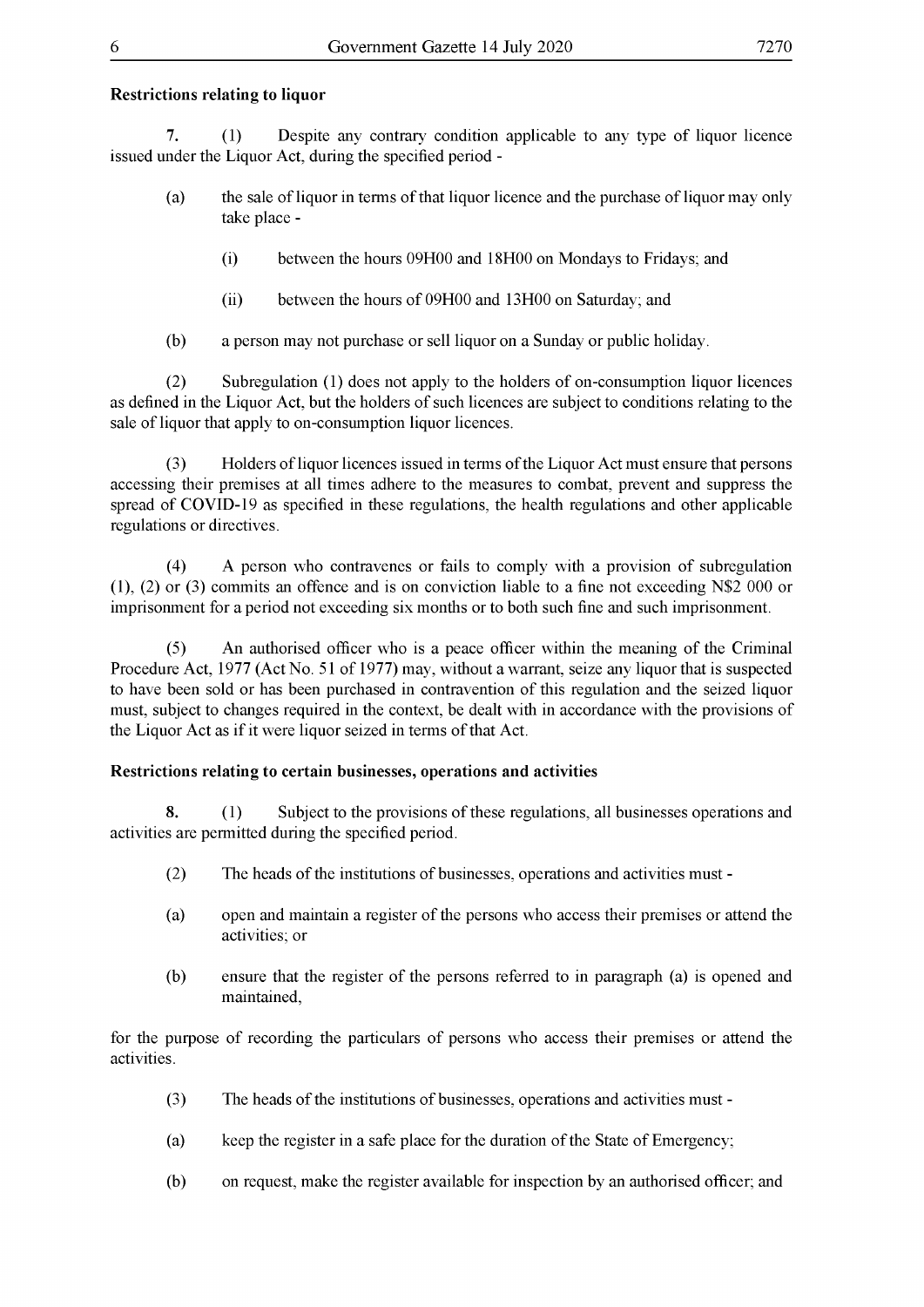**Restrictions relating to liquor**

**7.** (1) Despite any contrary condition applicable to any type of liquor licence issued under the Liquor Act, during the specified period -

(a) the sale of liquor in terms of that liquor licence and the purchase of liquor may only take place -

(i) between the hours 09H00 and 18H00 on Mondays to Fridays; and

(ii) between the hours of 09H00 and 13H00 on Saturday; and

(b) a person may not purchase or sell liquor on a Sunday or public holiday.

(2) Subregulation (1) does not apply to the holders of on-consumption liquor licences as defined in the Liquor Act, but the holders of such licences are subject to conditions relating to the sale of liquor that apply to on-consumption liquor licences.

(3) Holders of liquor licences issued in terms of the Liquor Act must ensure that persons accessing their premises at all times adhere to the measures to combat, prevent and suppress the spread of COVID-19 as specified in these regulations, the health regulations and other applicable regulations or directives.

(4) A person who contravenes or fails to comply with a provision of subregulation (1), (2) or (3) commits an offence and is on conviction liable to a fine not exceeding N$2 000 or imprisonment for a period not exceeding six months or to both such fine and such imprisonment.

(5) An authorised officer who is a peace officer within the meaning of the Criminal Procedure Act, 1977 (Act No. 51 of 1977) may, without a warrant, seize any liquor that is suspected to have been sold or has been purchased in contravention of this regulation and the seized liquor must, subject to changes required in the context, be dealt with in accordance with the provisions of the Liquor Act as if it were liquor seized in terms of that Act.

**Restrictions relating to certain businesses, operations and activities**

**8.** (1) Subject to the provisions of these regulations, all businesses operations and activities are permitted during the specified period.

(2) The heads of the institutions of businesses, operations and activities must -

(a) open and maintain a register of the persons who access their premises or attend the activities; or

(b) ensure that the register of the persons referred to in paragraph (a) is opened and maintained,

for the purpose of recording the particulars of persons who access their premises or attend the activities.

(3) The heads of the institutions of businesses, operations and activities must -

(a) keep the register in a safe place for the duration of the State of Emergency;

(b) on request, make the register available for inspection by an authorised officer; and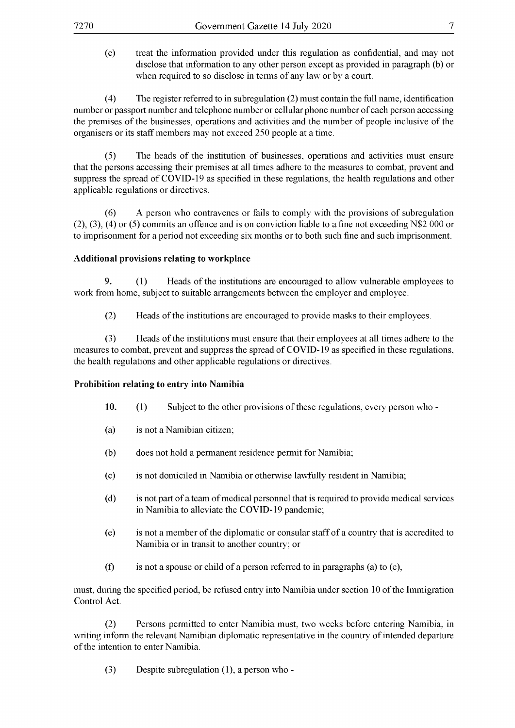(c) treat the information provided under this regulation as confidential, and may not disclose that information to any other person except as provided in paragraph (b) or when required to so disclose in terms of any law or by a court.

(4) The register referred to in subregulation (2) must contain the full name, identification number or passport number and telephone number or cellular phone number of each person accessing the premises of the businesses, operations and activities and the number of people inclusive of the organisers or its staff members may not exceed 250 people at a time.

(5) The heads of the institution of businesses, operations and activities must ensure that the persons accessing their premises at all times adhere to the measures to combat, prevent and suppress the spread of COVID-19 as specified in these regulations, the health regulations and other applicable regulations or directives.

(6) A person who contravenes or fails to comply with the provisions of subregulation (2), (3), (4) or (5) commits an offence and is on conviction liable to a fine not exceeding N$2 000 or to imprisonment for a period not exceeding six months or to both such fine and such imprisonment.

**Additional provisions relating to workplace**

**9.** (1) Heads of the institutions are encouraged to allow vulnerable employees to work from home, subject to suitable arrangements between the employer and employee.

(2) Heads of the institutions are encouraged to provide masks to their employees.

(3) Heads of the institutions must ensure that their employees at all times adhere to the measures to combat, prevent and suppress the spread of COVID-19 as specified in these regulations, the health regulations and other applicable regulations or directives.

**Prohibition relating to entry into Namibia**

**10.** (1) Subject to the other provisions of these regulations, every person who -

(a) is not a Namibian citizen;

(b) does not hold a permanent residence permit for Namibia;

(c) is not domiciled in Namibia or otherwise lawfully resident in Namibia;

(d) is not part of a team of medical personnel that is required to provide medical services in Namibia to alleviate the COVID-19 pandemic;

(e) is not a member of the diplomatic or consular staff of a country that is accredited to Namibia or in transit to another country; or

(f) is not a spouse or child of a person referred to in paragraphs (a) to (e),

must, during the specified period, be refused entry into Namibia under section 10 of the Immigration Control Act.

(2) Persons permitted to enter Namibia must, two weeks before entering Namibia, in writing inform the relevant Namibian diplomatic representative in the country of intended departure of the intention to enter Namibia.

(3) Despite subregulation (1), a person who -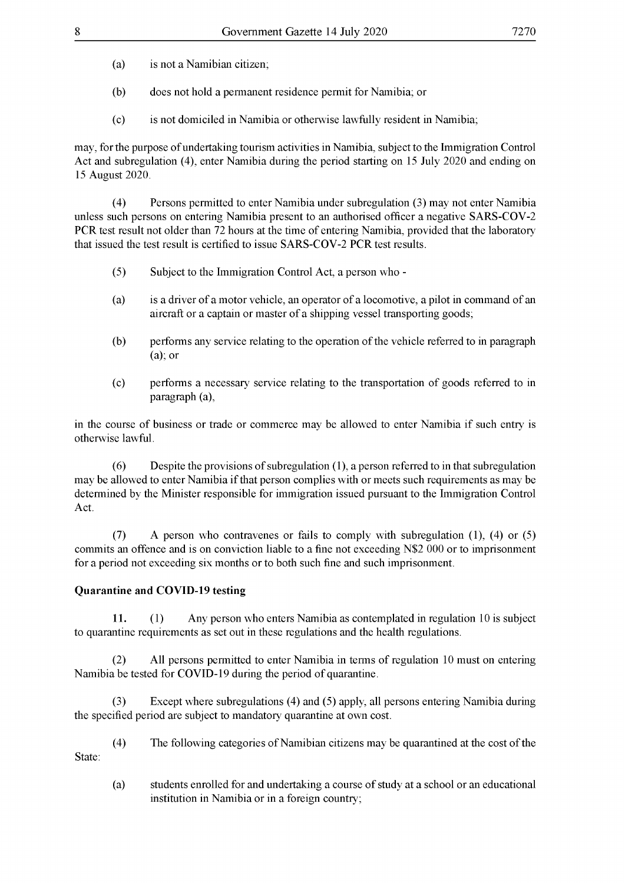(a) is not a Namibian citizen;

(b) does not hold a permanent residence permit for Namibia; or

(c) is not domiciled in Namibia or otherwise lawfully resident in Namibia;

may, for the purpose of undertaking tourism activities in Namibia, subject to the Immigration Control Act and subregulation (4), enter Namibia during the period starting on 15 July 2020 and ending on 15 August 2020.

(4) Persons permitted to enter Namibia under subregulation (3) may not enter Namibia unless such persons on entering Namibia present to an authorised officer a negative SARS-COV-2 PCR test result not older than 72 hours at the time of entering Namibia, provided that the laboratory that issued the test result is certified to issue SARS-COV-2 PCR test results.

(5) Subject to the Immigration Control Act, a person who -

(a) is a driver of a motor vehicle, an operator of a locomotive, a pilot in command of an aircraft or a captain or master of a shipping vessel transporting goods;

(b) performs any service relating to the operation of the vehicle referred to in paragraph (a); or

(c) performs a necessary service relating to the transportation of goods referred to in paragraph (a),

in the course of business or trade or commerce may be allowed to enter Namibia if such entry is otherwise lawful.

(6) Despite the provisions of subregulation (1), a person referred to in that subregulation may be allowed to enter Namibia if that person complies with or meets such requirements as may be determined by the Minister responsible for immigration issued pursuant to the Immigration Control Act.

(7) A person who contravenes or fails to comply with subregulation (1), (4) or (5) commits an offence and is on conviction liable to a fine not exceeding N$2 000 or to imprisonment for a period not exceeding six months or to both such fine and such imprisonment.

**Quarantine and COVID-19 testing**

**11.** (1) Any person who enters Namibia as contemplated in regulation 10 is subject to quarantine requirements as set out in these regulations and the health regulations.

(2) All persons permitted to enter Namibia in terms of regulation 10 must on entering Namibia be tested for COVID-19 during the period of quarantine.

(3) Except where subregulations (4) and (5) apply, all persons entering Namibia during the specified period are subject to mandatory quarantine at own cost.

(4) The following categories of Namibian citizens may be quarantined at the cost of the State:

(a) students enrolled for and undertaking a course of study at a school or an educational institution in Namibia or in a foreign country;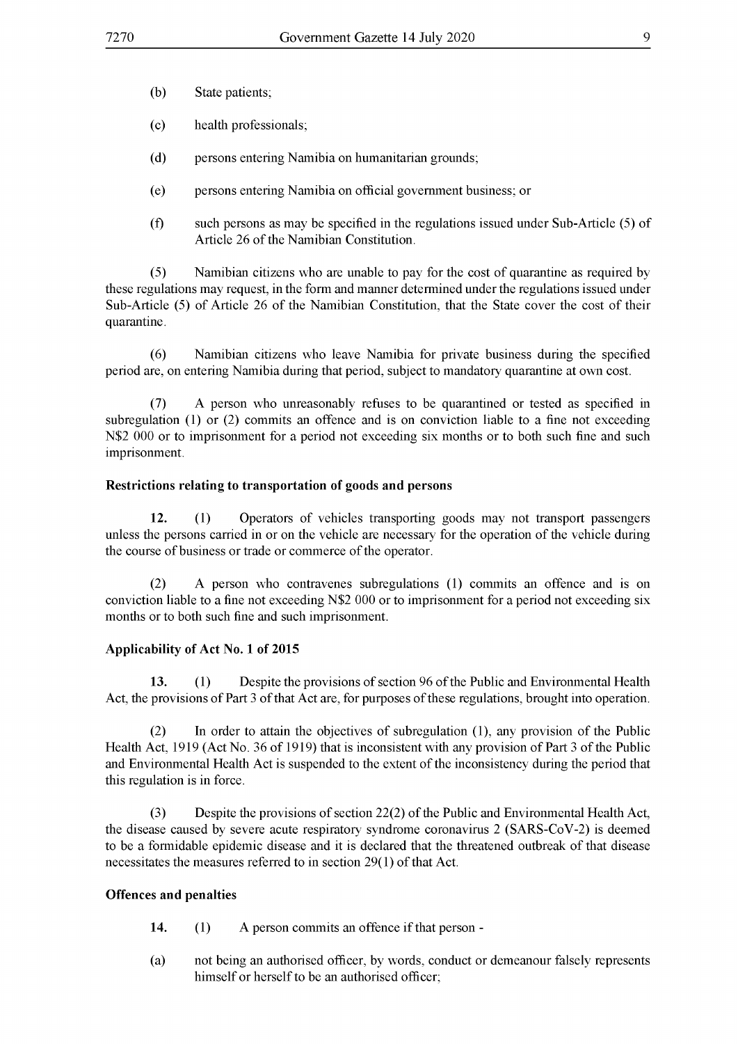(b) State patients;

(c) health professionals;

(d) persons entering Namibia on humanitarian grounds;

(e) persons entering Namibia on official government business; or

(f) such persons as may be specified in the regulations issued under Sub-Article (5) of Article 26 of the Namibian Constitution.

(5) Namibian citizens who are unable to pay for the cost of quarantine as required by these regulations may request, in the form and manner determined under the regulations issued under Sub-Article (5) of Article 26 of the Namibian Constitution, that the State cover the cost of their quarantine.

(6) Namibian citizens who leave Namibia for private business during the specified period are, on entering Namibia during that period, subject to mandatory quarantine at own cost.

(7) A person who unreasonably refuses to be quarantined or tested as specified in subregulation (1) or (2) commits an offence and is on conviction liable to a fine not exceeding N$2 000 or to imprisonment for a period not exceeding six months or to both such fine and such imprisonment.

**Restrictions relating to transportation of goods and persons**

**12.** (1) Operators of vehicles transporting goods may not transport passengers unless the persons carried in or on the vehicle are necessary for the operation of the vehicle during the course of business or trade or commerce of the operator.

(2) A person who contravenes subregulations (1) commits an offence and is on conviction liable to a fine not exceeding N$2 000 or to imprisonment for a period not exceeding six months or to both such fine and such imprisonment.

**Applicability of Act No. 1 of 2015**

**13.** (1) Despite the provisions of section 96 of the Public and Environmental Health Act, the provisions of Part 3 of that Act are, for purposes of these regulations, brought into operation.

(2) In order to attain the objectives of subregulation (1), any provision of the Public Health Act, 1919 (Act No. 36 of 1919) that is inconsistent with any provision of Part 3 of the Public and Environmental Health Act is suspended to the extent of the inconsistency during the period that this regulation is in force.

(3) Despite the provisions of section 22(2) of the Public and Environmental Health Act, the disease caused by severe acute respiratory syndrome coronavirus 2 (SARS-CoV-2) is deemed to be a formidable epidemic disease and it is declared that the threatened outbreak of that disease necessitates the measures referred to in section 29(1) of that Act.

**Offences and penalties**

**14.** (1) A person commits an offence if that person -

(a) not being an authorised officer, by words, conduct or demeanour falsely represents himself or herself to be an authorised officer;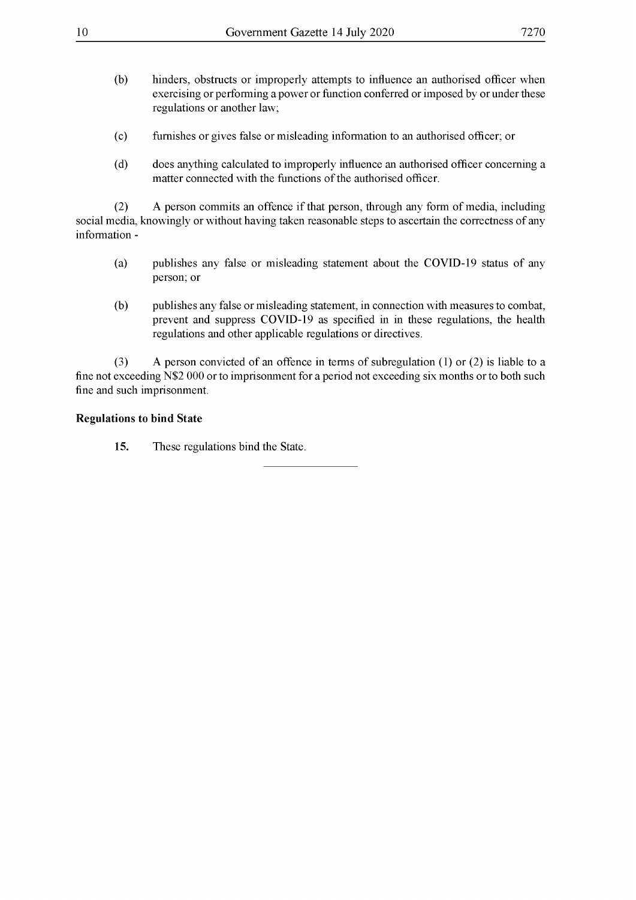(b) hinders, obstructs or improperly attempts to influence an authorised officer when exercising or performing a power or function conferred or imposed by or under these regulations or another law;

(c) furnishes or gives false or misleading information to an authorised officer; or

(d) does anything calculated to improperly influence an authorised officer concerning a matter connected with the functions of the authorised officer.

(2) A person commits an offence if that person, through any form of media, including social media, knowingly or without having taken reasonable steps to ascertain the correctness of any information -

(a) publishes any false or misleading statement about the COVID-19 status of any person; or

(b) publishes any false or misleading statement, in connection with measures to combat, prevent and suppress COVID-19 as specified in in these regulations, the health regulations and other applicable regulations or directives.

(3) A person convicted of an offence in terms of subregulation (1) or (2) is liable to a fine not exceeding N$2 000 or to imprisonment for a period not exceeding six months or to both such fine and such imprisonment.

**Regulations to bind State**

**15.** These regulations bind the State.